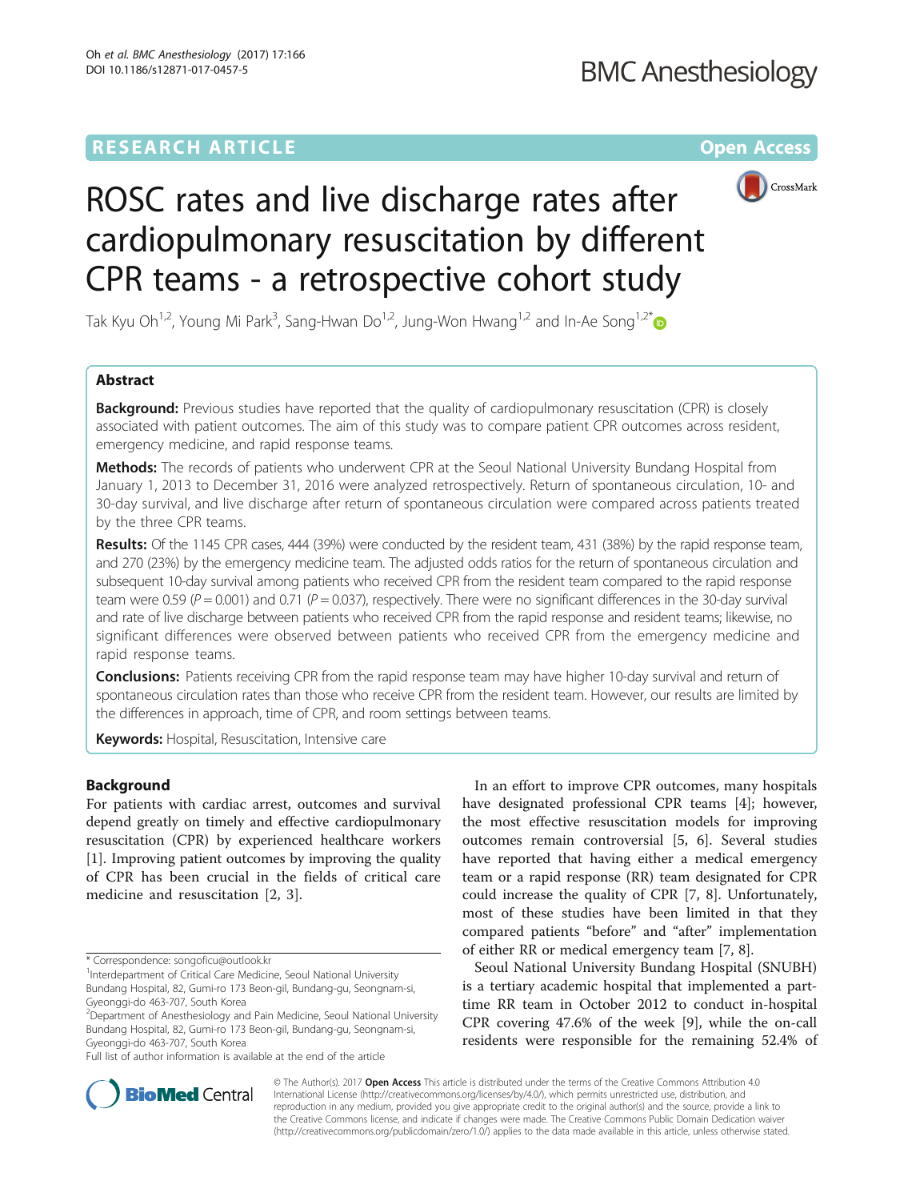# RESEARCH ARTICLE

Open Access

# ROSC rates and live discharge rates after cardiopulmonary resuscitation by different CPR teams - a retrospective cohort study

Tak Kyu Oh[1,2], Young Mi Park[3], Sang-Hwan Do[1,2], Jung-Won Hwang[1,2] and In-Ae Song[1,2*]

## Abstract

**Background:** Previous studies have reported that the quality of cardiopulmonary resuscitation (CPR) is closely associated with patient outcomes. The aim of this study was to compare patient CPR outcomes across resident, emergency medicine, and rapid response teams.

**Methods:** The records of patients who underwent CPR at the Seoul National University Bundang Hospital from January 1, 2013 to December 31, 2016 were analyzed retrospectively. Return of spontaneous circulation, 10- and 30-day survival, and live discharge after return of spontaneous circulation were compared across patients treated by the three CPR teams.

**Results:** Of the 1145 CPR cases, 444 (39%) were conducted by the resident team, 431 (38%) by the rapid response team, and 270 (23%) by the emergency medicine team. The adjusted odds ratios for the return of spontaneous circulation and subsequent 10-day survival among patients who received CPR from the resident team compared to the rapid response team were 0.59 ($P = 0.001$) and 0.71 ($P = 0.037$), respectively. There were no significant differences in the 30-day survival and rate of live discharge between patients who received CPR from the rapid response and resident teams; likewise, no significant differences were observed between patients who received CPR from the emergency medicine and rapid response teams.

**Conclusions:** Patients receiving CPR from the rapid response team may have higher 10-day survival and return of spontaneous circulation rates than those who receive CPR from the resident team. However, our results are limited by the differences in approach, time of CPR, and room settings between teams.

**Keywords:** Hospital, Resuscitation, Intensive care

## Background

For patients with cardiac arrest, outcomes and survival depend greatly on timely and effective cardiopulmonary resuscitation (CPR) by experienced healthcare workers [1]. Improving patient outcomes by improving the quality of CPR has been crucial in the fields of critical care medicine and resuscitation [2, 3].

In an effort to improve CPR outcomes, many hospitals have designated professional CPR teams [4]; however, the most effective resuscitation models for improving outcomes remain controversial [5, 6]. Several studies have reported that having either a medical emergency team or a rapid response (RR) team designated for CPR could increase the quality of CPR [7, 8]. Unfortunately, most of these studies have been limited in that they compared patients "before" and "after" implementation of either RR or medical emergency team [7, 8].

Seoul National University Bundang Hospital (SNUBH) is a tertiary academic hospital that implemented a part-time RR team in October 2012 to conduct in-hospital CPR covering 47.6% of the week [9], while the on-call residents were responsible for the remaining 52.4% of

* Correspondence: songoficu@outlook.kr
[1]Interdepartment of Critical Care Medicine, Seoul National University Bundang Hospital, 82, Gumi-ro 173 Beon-gil, Bundang-gu, Seongnam-si, Gyeonggi-do 463-707, South Korea
[2]Department of Anesthesiology and Pain Medicine, Seoul National University Bundang Hospital, 82, Gumi-ro 173 Beon-gil, Bundang-gu, Seongnam-si, Gyeonggi-do 463-707, South Korea
Full list of author information is available at the end of the article

© The Author(s). 2017 **Open Access** This article is distributed under the terms of the Creative Commons Attribution 4.0 International License (http://creativecommons.org/licenses/by/4.0/), which permits unrestricted use, distribution, and reproduction in any medium, provided you give appropriate credit to the original author(s) and the source, provide a link to the Creative Commons license, and indicate if changes were made. The Creative Commons Public Domain Dedication waiver (http://creativecommons.org/publicdomain/zero/1.0/) applies to the data made available in this article, unless otherwise stated.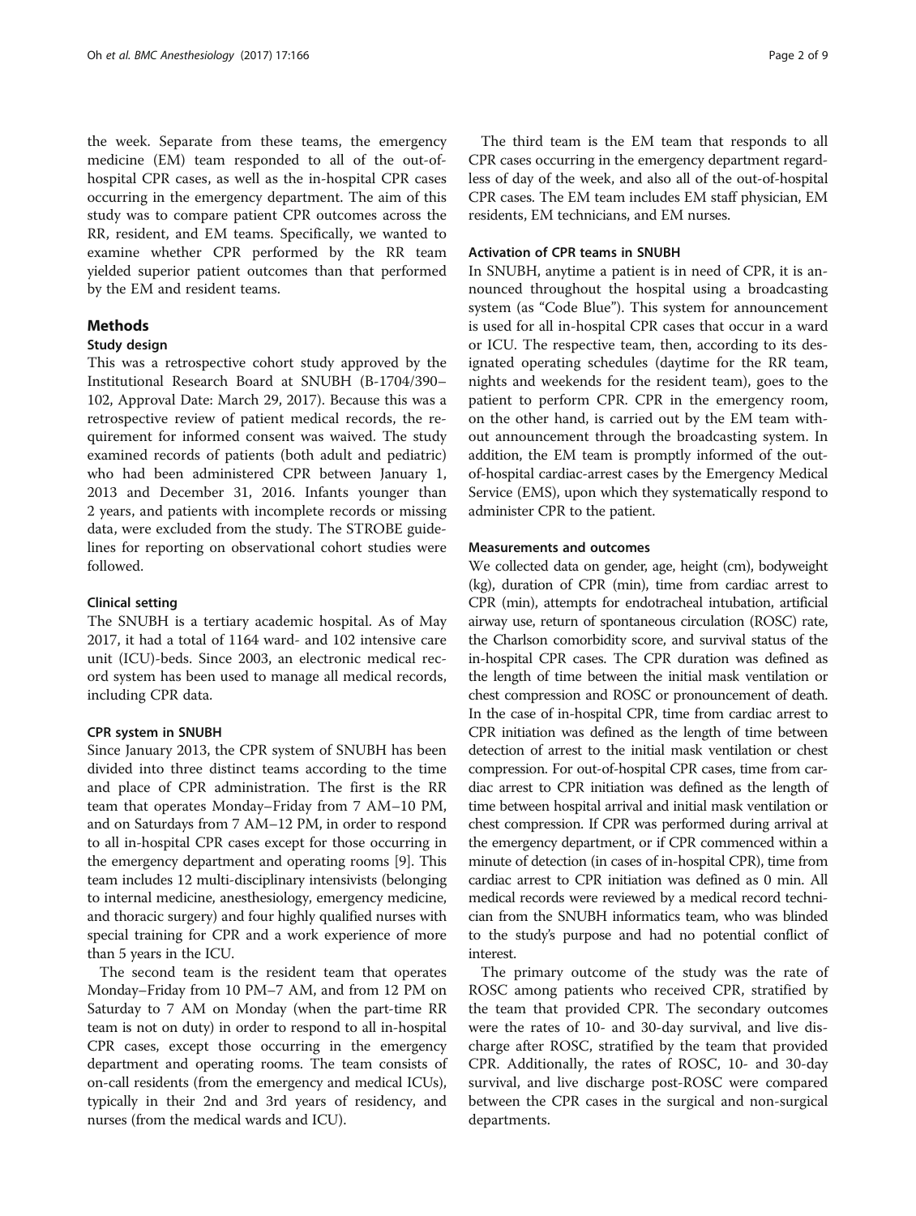the week. Separate from these teams, the emergency medicine (EM) team responded to all of the out-of-hospital CPR cases, as well as the in-hospital CPR cases occurring in the emergency department. The aim of this study was to compare patient CPR outcomes across the RR, resident, and EM teams. Specifically, we wanted to examine whether CPR performed by the RR team yielded superior patient outcomes than that performed by the EM and resident teams.

## Methods

### Study design

This was a retrospective cohort study approved by the Institutional Research Board at SNUBH (B-1704/390–102, Approval Date: March 29, 2017). Because this was a retrospective review of patient medical records, the requirement for informed consent was waived. The study examined records of patients (both adult and pediatric) who had been administered CPR between January 1, 2013 and December 31, 2016. Infants younger than 2 years, and patients with incomplete records or missing data, were excluded from the study. The STROBE guidelines for reporting on observational cohort studies were followed.

### Clinical setting

The SNUBH is a tertiary academic hospital. As of May 2017, it had a total of 1164 ward- and 102 intensive care unit (ICU)-beds. Since 2003, an electronic medical record system has been used to manage all medical records, including CPR data.

### CPR system in SNUBH

Since January 2013, the CPR system of SNUBH has been divided into three distinct teams according to the time and place of CPR administration. The first is the RR team that operates Monday–Friday from 7 AM–10 PM, and on Saturdays from 7 AM–12 PM, in order to respond to all in-hospital CPR cases except for those occurring in the emergency department and operating rooms [9]. This team includes 12 multi-disciplinary intensivists (belonging to internal medicine, anesthesiology, emergency medicine, and thoracic surgery) and four highly qualified nurses with special training for CPR and a work experience of more than 5 years in the ICU.

The second team is the resident team that operates Monday–Friday from 10 PM–7 AM, and from 12 PM on Saturday to 7 AM on Monday (when the part-time RR team is not on duty) in order to respond to all in-hospital CPR cases, except those occurring in the emergency department and operating rooms. The team consists of on-call residents (from the emergency and medical ICUs), typically in their 2nd and 3rd years of residency, and nurses (from the medical wards and ICU).

The third team is the EM team that responds to all CPR cases occurring in the emergency department regardless of day of the week, and also all of the out-of-hospital CPR cases. The EM team includes EM staff physician, EM residents, EM technicians, and EM nurses.

### Activation of CPR teams in SNUBH

In SNUBH, anytime a patient is in need of CPR, it is announced throughout the hospital using a broadcasting system (as "Code Blue"). This system for announcement is used for all in-hospital CPR cases that occur in a ward or ICU. The respective team, then, according to its designated operating schedules (daytime for the RR team, nights and weekends for the resident team), goes to the patient to perform CPR. CPR in the emergency room, on the other hand, is carried out by the EM team without announcement through the broadcasting system. In addition, the EM team is promptly informed of the out-of-hospital cardiac-arrest cases by the Emergency Medical Service (EMS), upon which they systematically respond to administer CPR to the patient.

### Measurements and outcomes

We collected data on gender, age, height (cm), bodyweight (kg), duration of CPR (min), time from cardiac arrest to CPR (min), attempts for endotracheal intubation, artificial airway use, return of spontaneous circulation (ROSC) rate, the Charlson comorbidity score, and survival status of the in-hospital CPR cases. The CPR duration was defined as the length of time between the initial mask ventilation or chest compression and ROSC or pronouncement of death. In the case of in-hospital CPR, time from cardiac arrest to CPR initiation was defined as the length of time between detection of arrest to the initial mask ventilation or chest compression. For out-of-hospital CPR cases, time from cardiac arrest to CPR initiation was defined as the length of time between hospital arrival and initial mask ventilation or chest compression. If CPR was performed during arrival at the emergency department, or if CPR commenced within a minute of detection (in cases of in-hospital CPR), time from cardiac arrest to CPR initiation was defined as 0 min. All medical records were reviewed by a medical record technician from the SNUBH informatics team, who was blinded to the study's purpose and had no potential conflict of interest.

The primary outcome of the study was the rate of ROSC among patients who received CPR, stratified by the team that provided CPR. The secondary outcomes were the rates of 10- and 30-day survival, and live discharge after ROSC, stratified by the team that provided CPR. Additionally, the rates of ROSC, 10- and 30-day survival, and live discharge post-ROSC were compared between the CPR cases in the surgical and non-surgical departments.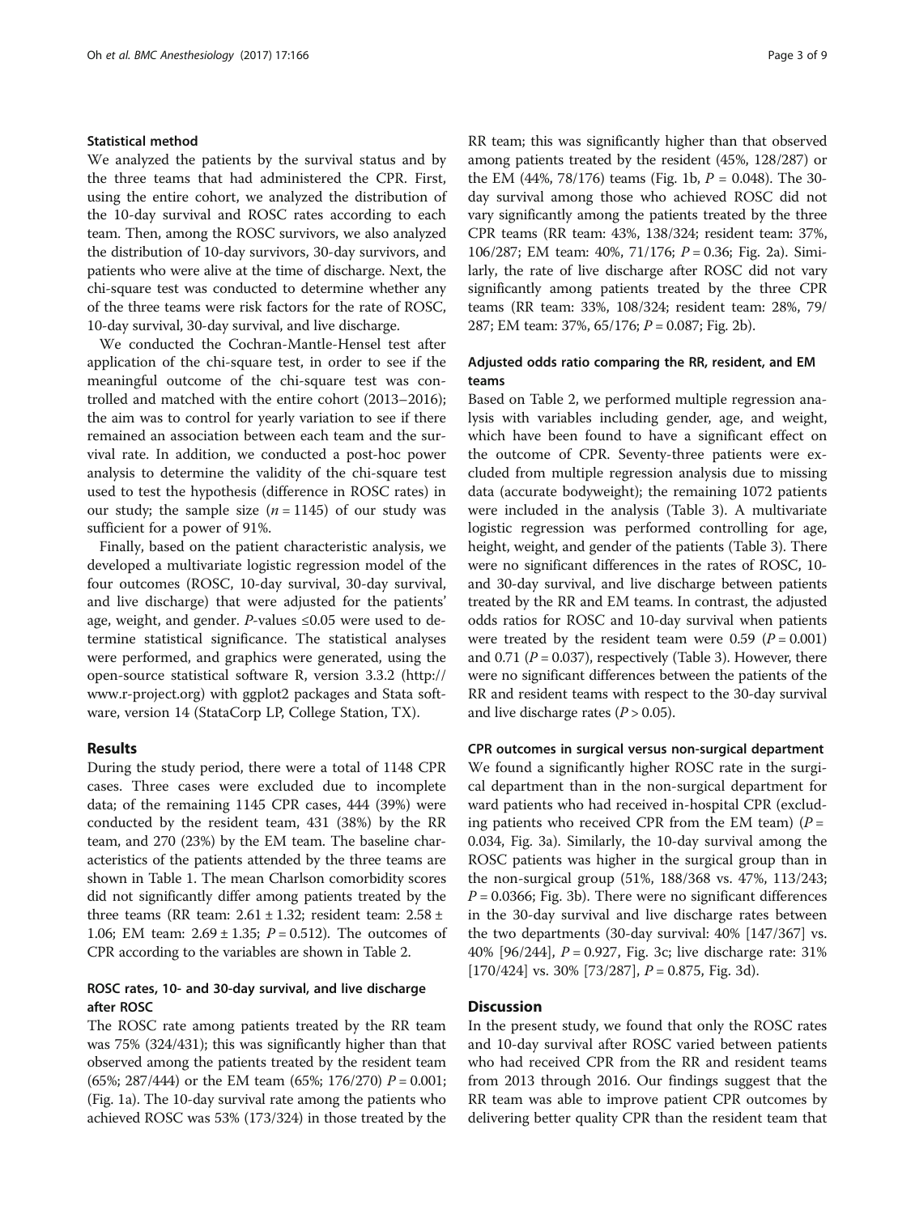### Statistical method

We analyzed the patients by the survival status and by the three teams that had administered the CPR. First, using the entire cohort, we analyzed the distribution of the 10-day survival and ROSC rates according to each team. Then, among the ROSC survivors, we also analyzed the distribution of 10-day survivors, 30-day survivors, and patients who were alive at the time of discharge. Next, the chi-square test was conducted to determine whether any of the three teams were risk factors for the rate of ROSC, 10-day survival, 30-day survival, and live discharge.

We conducted the Cochran-Mantle-Hensel test after application of the chi-square test, in order to see if the meaningful outcome of the chi-square test was controlled and matched with the entire cohort (2013–2016); the aim was to control for yearly variation to see if there remained an association between each team and the survival rate. In addition, we conducted a post-hoc power analysis to determine the validity of the chi-square test used to test the hypothesis (difference in ROSC rates) in our study; the sample size ($n = 1145$) of our study was sufficient for a power of 91%.

Finally, based on the patient characteristic analysis, we developed a multivariate logistic regression model of the four outcomes (ROSC, 10-day survival, 30-day survival, and live discharge) that were adjusted for the patients' age, weight, and gender. *P*-values ≤0.05 were used to determine statistical significance. The statistical analyses were performed, and graphics were generated, using the open-source statistical software R, version 3.3.2 (http://www.r-project.org) with ggplot2 packages and Stata software, version 14 (StataCorp LP, College Station, TX).

## Results

During the study period, there were a total of 1148 CPR cases. Three cases were excluded due to incomplete data; of the remaining 1145 CPR cases, 444 (39%) were conducted by the resident team, 431 (38%) by the RR team, and 270 (23%) by the EM team. The baseline characteristics of the patients attended by the three teams are shown in Table 1. The mean Charlson comorbidity scores did not significantly differ among patients treated by the three teams (RR team: 2.61 ± 1.32; resident team: 2.58 ± 1.06; EM team: 2.69 ± 1.35; $P = 0.512$). The outcomes of CPR according to the variables are shown in Table 2.

### ROSC rates, 10- and 30-day survival, and live discharge after ROSC

The ROSC rate among patients treated by the RR team was 75% (324/431); this was significantly higher than that observed among the patients treated by the resident team (65%; 287/444) or the EM team (65%; 176/270) $P = 0.001$; (Fig. 1a). The 10-day survival rate among the patients who achieved ROSC was 53% (173/324) in those treated by the RR team; this was significantly higher than that observed among patients treated by the resident (45%, 128/287) or the EM (44%, 78/176) teams (Fig. 1b, $P = 0.048$). The 30-day survival among those who achieved ROSC did not vary significantly among the patients treated by the three CPR teams (RR team: 43%, 138/324; resident team: 37%, 106/287; EM team: 40%, 71/176; $P = 0.36$; Fig. 2a). Similarly, the rate of live discharge after ROSC did not vary significantly among patients treated by the three CPR teams (RR team: 33%, 108/324; resident team: 28%, 79/287; EM team: 37%, 65/176; $P = 0.087$; Fig. 2b).

### Adjusted odds ratio comparing the RR, resident, and EM teams

Based on Table 2, we performed multiple regression analysis with variables including gender, age, and weight, which have been found to have a significant effect on the outcome of CPR. Seventy-three patients were excluded from multiple regression analysis due to missing data (accurate bodyweight); the remaining 1072 patients were included in the analysis (Table 3). A multivariate logistic regression was performed controlling for age, height, weight, and gender of the patients (Table 3). There were no significant differences in the rates of ROSC, 10- and 30-day survival, and live discharge between patients treated by the RR and EM teams. In contrast, the adjusted odds ratios for ROSC and 10-day survival when patients were treated by the resident team were 0.59 ($P = 0.001$) and 0.71 ($P = 0.037$), respectively (Table 3). However, there were no significant differences between the patients of the RR and resident teams with respect to the 30-day survival and live discharge rates ($P > 0.05$).

### CPR outcomes in surgical versus non-surgical department

We found a significantly higher ROSC rate in the surgical department than in the non-surgical department for ward patients who had received in-hospital CPR (excluding patients who received CPR from the EM team) ($P = 0.034$, Fig. 3a). Similarly, the 10-day survival among the ROSC patients was higher in the surgical group than in the non-surgical group (51%, 188/368 vs. 47%, 113/243; $P = 0.0366$; Fig. 3b). There were no significant differences in the 30-day survival and live discharge rates between the two departments (30-day survival: 40% [147/367] vs. 40% [96/244], $P = 0.927$, Fig. 3c; live discharge rate: 31% [170/424] vs. 30% [73/287], $P = 0.875$, Fig. 3d).

## Discussion

In the present study, we found that only the ROSC rates and 10-day survival after ROSC varied between patients who had received CPR from the RR and resident teams from 2013 through 2016. Our findings suggest that the RR team was able to improve patient CPR outcomes by delivering better quality CPR than the resident team that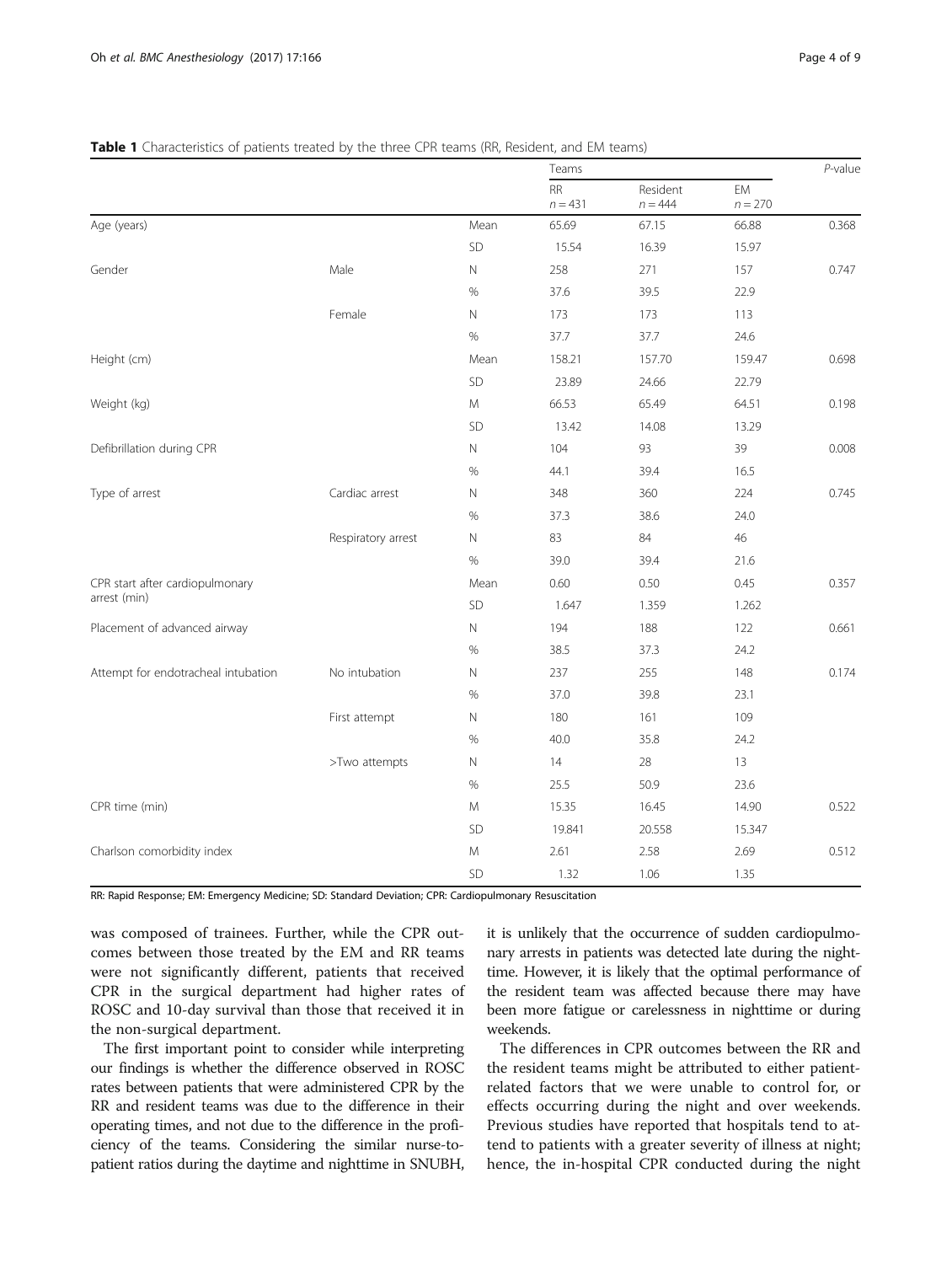**Table 1** Characteristics of patients treated by the three CPR teams (RR, Resident, and EM teams)

| | | | Teams | | | *P*-value |
|---|---|---|---|---|---|---|
| | | | RR $n = 431$ | Resident $n = 444$ | EM $n = 270$ | |
| Age (years) | | Mean | 65.69 | 67.15 | 66.88 | 0.368 |
| | | SD | 15.54 | 16.39 | 15.97 | |
| Gender | Male | N | 258 | 271 | 157 | 0.747 |
| | | % | 37.6 | 39.5 | 22.9 | |
| | Female | N | 173 | 173 | 113 | |
| | | % | 37.7 | 37.7 | 24.6 | |
| Height (cm) | | Mean | 158.21 | 157.70 | 159.47 | 0.698 |
| | | SD | 23.89 | 24.66 | 22.79 | |
| Weight (kg) | | M | 66.53 | 65.49 | 64.51 | 0.198 |
| | | SD | 13.42 | 14.08 | 13.29 | |
| Defibrillation during CPR | | N | 104 | 93 | 39 | 0.008 |
| | | % | 44.1 | 39.4 | 16.5 | |
| Type of arrest | Cardiac arrest | N | 348 | 360 | 224 | 0.745 |
| | | % | 37.3 | 38.6 | 24.0 | |
| | Respiratory arrest | N | 83 | 84 | 46 | |
| | | % | 39.0 | 39.4 | 21.6 | |
| CPR start after cardiopulmonary arrest (min) | | Mean | 0.60 | 0.50 | 0.45 | 0.357 |
| | | SD | 1.647 | 1.359 | 1.262 | |
| Placement of advanced airway | | N | 194 | 188 | 122 | 0.661 |
| | | % | 38.5 | 37.3 | 24.2 | |
| Attempt for endotracheal intubation | No intubation | N | 237 | 255 | 148 | 0.174 |
| | | % | 37.0 | 39.8 | 23.1 | |
| | First attempt | N | 180 | 161 | 109 | |
| | | % | 40.0 | 35.8 | 24.2 | |
| | >Two attempts | N | 14 | 28 | 13 | |
| | | % | 25.5 | 50.9 | 23.6 | |
| CPR time (min) | | M | 15.35 | 16.45 | 14.90 | 0.522 |
| | | SD | 19.841 | 20.558 | 15.347 | |
| Charlson comorbidity index | | M | 2.61 | 2.58 | 2.69 | 0.512 |
| | | SD | 1.32 | 1.06 | 1.35 | |

RR: Rapid Response; EM: Emergency Medicine; SD: Standard Deviation; CPR: Cardiopulmonary Resuscitation

was composed of trainees. Further, while the CPR outcomes between those treated by the EM and RR teams were not significantly different, patients that received CPR in the surgical department had higher rates of ROSC and 10-day survival than those that received it in the non-surgical department.

The first important point to consider while interpreting our findings is whether the difference observed in ROSC rates between patients that were administered CPR by the RR and resident teams was due to the difference in their operating times, and not due to the difference in the proficiency of the teams. Considering the similar nurse-to-patient ratios during the daytime and nighttime in SNUBH, it is unlikely that the occurrence of sudden cardiopulmonary arrests in patients was detected late during the nighttime. However, it is likely that the optimal performance of the resident team was affected because there may have been more fatigue or carelessness in nighttime or during weekends.

The differences in CPR outcomes between the RR and the resident teams might be attributed to either patient-related factors that we were unable to control for, or effects occurring during the night and over weekends. Previous studies have reported that hospitals tend to attend to patients with a greater severity of illness at night; hence, the in-hospital CPR conducted during the night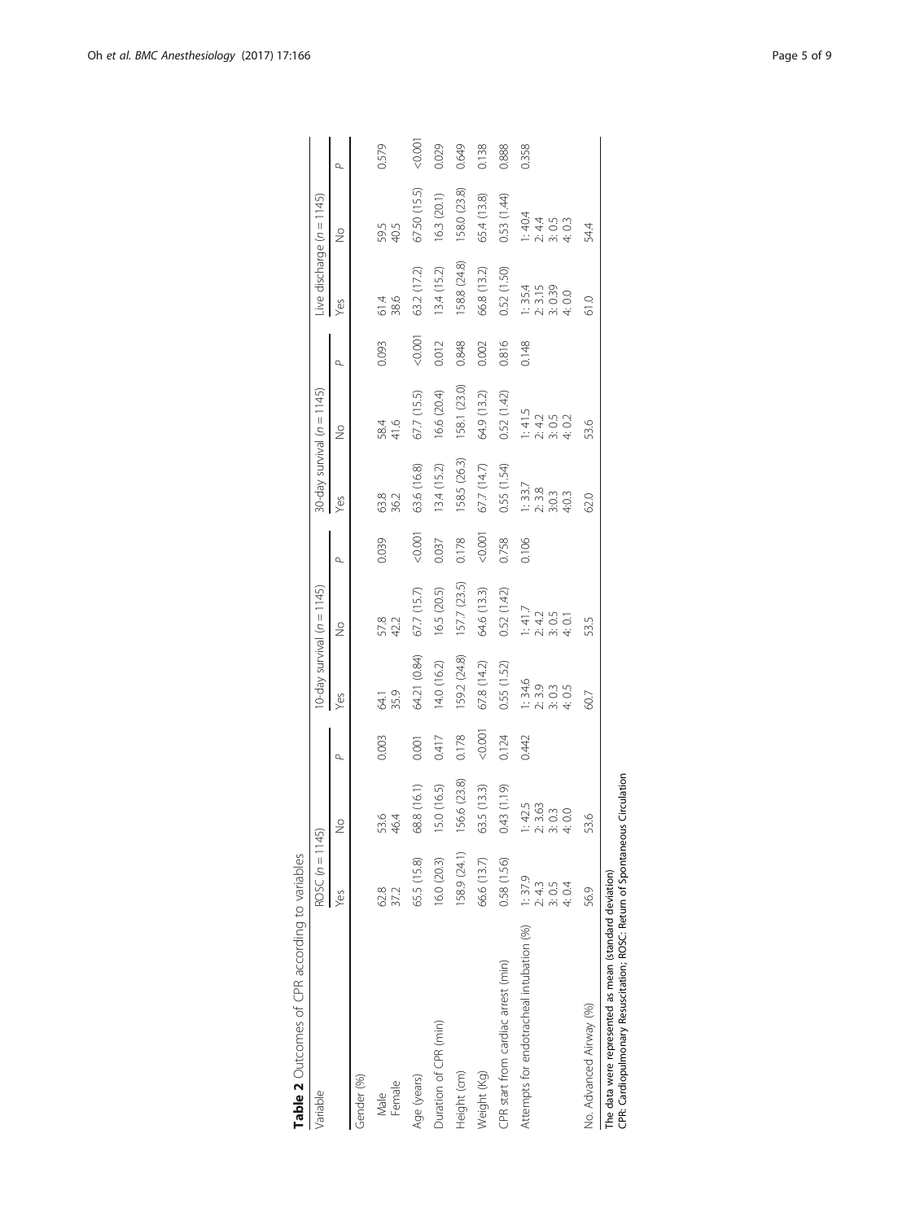**Table 2** Outcomes of CPR according to variables

| Variable | ROSC (n = 1145) | | | 10-day survival (n = 1145) | | | 30-day survival (n = 1145) | | | Live discharge (n = 1145) | | |
|---|---|---|---|---|---|---|---|---|---|---|---|---|
| | Yes | No | P | Yes | No | P | Yes | No | P | Yes | No | P |
| Gender (%) | | | | | | | | | | | | |
| Male<br>Female | 62.8<br>37.2 | 53.6<br>46.4 | 0.003 | 64.1<br>35.9 | 57.8<br>42.2 | 0.039 | 63.8<br>36.2 | 58.4<br>41.6 | 0.093 | 61.4<br>38.6 | 59.5<br>40.5 | 0.579 |
| Age (years) | 65.5 (15.8) | 68.8 (16.1) | 0.001 | 64.21 (0.84) | 67.7 (15.7) | <0.001 | 63.6 (16.8) | 67.7 (15.5) | <0.001 | 63.2 (17.2) | 67.50 (15.5) | <0.001 |
| Duration of CPR (min) | 16.0 (20.3) | 15.0 (16.5) | 0.417 | 14.0 (16.2) | 16.5 (20.5) | 0.037 | 13.4 (15.2) | 16.6 (20.4) | 0.012 | 13.4 (15.2) | 16.3 (20.1) | 0.029 |
| Height (cm) | 158.9 (24.1) | 156.6 (23.8) | 0.178 | 159.2 (24.8) | 157.7 (23.5) | 0.178 | 158.5 (26.3) | 158.1 (23.0) | 0.848 | 158.8 (24.8) | 158.0 (23.8) | 0.649 |
| Weight (Kg) | 66.6 (13.7) | 63.5 (13.3) | <0.001 | 67.8 (14.2) | 64.6 (13.3) | <0.001 | 67.7 (14.7) | 64.9 (13.2) | 0.002 | 66.8 (13.2) | 65.4 (13.8) | 0.138 |
| CPR start from cardiac arrest (min) | 0.58 (1.56) | 0.43 (1.19) | 0.124 | 0.55 (1.52) | 0.52 (1.42) | 0.758 | 0.55 (1.54) | 0.52 (1.42) | 0.816 | 0.52 (1.50) | 0.53 (1.44) | 0.888 |
| Attempts for endotracheal intubation (%) | 1: 37.9<br>2: 4.3<br>3: 0.5<br>4: 0.4 | 1: 42.5<br>2: 3.63<br>3: 0.3<br>4: 0.0 | 0.442 | 1: 34.6<br>2: 3.9<br>3: 0.3<br>4: 0.5 | 1: 41.7<br>2: 4.2<br>3: 0.5<br>4: 0.1 | 0.106 | 1: 33.7<br>2: 3.8<br>3:0.3<br>4:0.3 | 1: 41.5<br>2: 4.2<br>3: 0.5<br>4: 0.2 | 0.148 | 1: 35.4<br>2: 3.15<br>3: 0.39<br>4: 0.0 | 1: 40.4<br>2: 4.4<br>3: 0.5<br>4: 0.3 | 0.358 |
| No. Advanced Airway (%) | 56.9 | 53.6 | | 60.7 | 53.5 | | 62.0 | 53.6 | | 61.0 | 54.4 | |

The data were represented as mean (standard deviation)
CPR: Cardiopulmonary Resuscitation; ROSC: Return of Spontaneous Circulation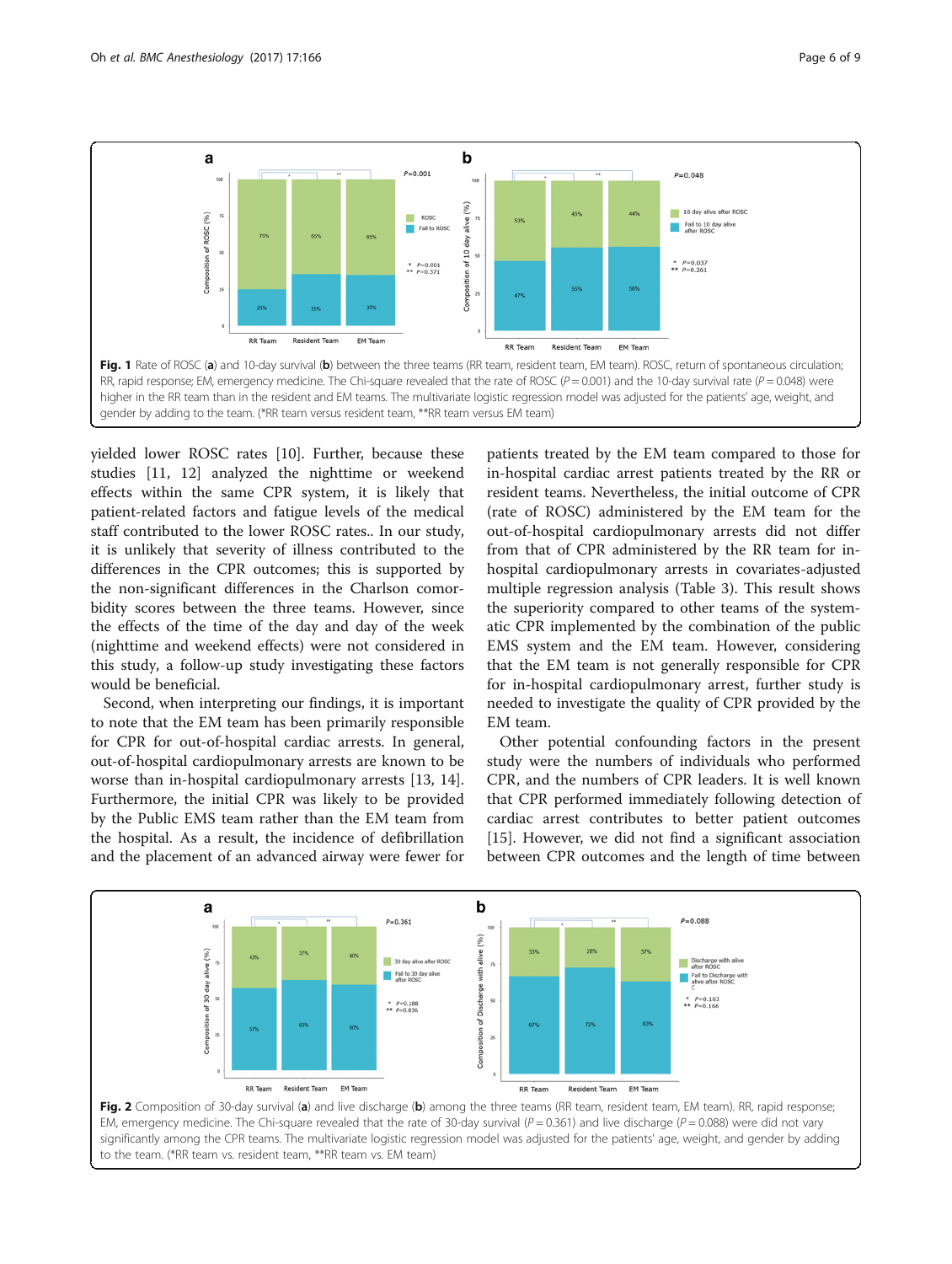**Fig. 1** Rate of ROSC (**a**) and 10-day survival (**b**) between the three teams (RR team, resident team, EM team). ROSC, return of spontaneous circulation; RR, rapid response; EM, emergency medicine. The Chi-square revealed that the rate of ROSC ($P = 0.001$) and the 10-day survival rate ($P = 0.048$) were higher in the RR team than in the resident and EM teams. The multivariate logistic regression model was adjusted for the patients' age, weight, and gender by adding to the team. (*RR team versus resident team, **RR team versus EM team)

yielded lower ROSC rates [10]. Further, because these studies [11, 12] analyzed the nighttime or weekend effects within the same CPR system, it is likely that patient-related factors and fatigue levels of the medical staff contributed to the lower ROSC rates.. In our study, it is unlikely that severity of illness contributed to the differences in the CPR outcomes; this is supported by the non-significant differences in the Charlson comorbidity scores between the three teams. However, since the effects of the time of the day and day of the week (nighttime and weekend effects) were not considered in this study, a follow-up study investigating these factors would be beneficial.

Second, when interpreting our findings, it is important to note that the EM team has been primarily responsible for CPR for out-of-hospital cardiac arrests. In general, out-of-hospital cardiopulmonary arrests are known to be worse than in-hospital cardiopulmonary arrests [13, 14]. Furthermore, the initial CPR was likely to be provided by the Public EMS team rather than the EM team from the hospital. As a result, the incidence of defibrillation and the placement of an advanced airway were fewer for patients treated by the EM team compared to those for in-hospital cardiac arrest patients treated by the RR or resident teams. Nevertheless, the initial outcome of CPR (rate of ROSC) administered by the EM team for the out-of-hospital cardiopulmonary arrests did not differ from that of CPR administered by the RR team for in-hospital cardiopulmonary arrests in covariates-adjusted multiple regression analysis (Table 3). This result shows the superiority compared to other teams of the systematic CPR implemented by the combination of the public EMS system and the EM team. However, considering that the EM team is not generally responsible for CPR for in-hospital cardiopulmonary arrest, further study is needed to investigate the quality of CPR provided by the EM team.

Other potential confounding factors in the present study were the numbers of individuals who performed CPR, and the numbers of CPR leaders. It is well known that CPR performed immediately following detection of cardiac arrest contributes to better patient outcomes [15]. However, we did not find a significant association between CPR outcomes and the length of time between

**Fig. 2** Composition of 30-day survival (**a**) and live discharge (**b**) among the three teams (RR team, resident team, EM team). RR, rapid response; EM, emergency medicine. The Chi-square revealed that the rate of 30-day survival ($P = 0.361$) and live discharge ($P = 0.088$) were did not vary significantly among the CPR teams. The multivariate logistic regression model was adjusted for the patients' age, weight, and gender by adding to the team. (*RR team vs. resident team, **RR team vs. EM team)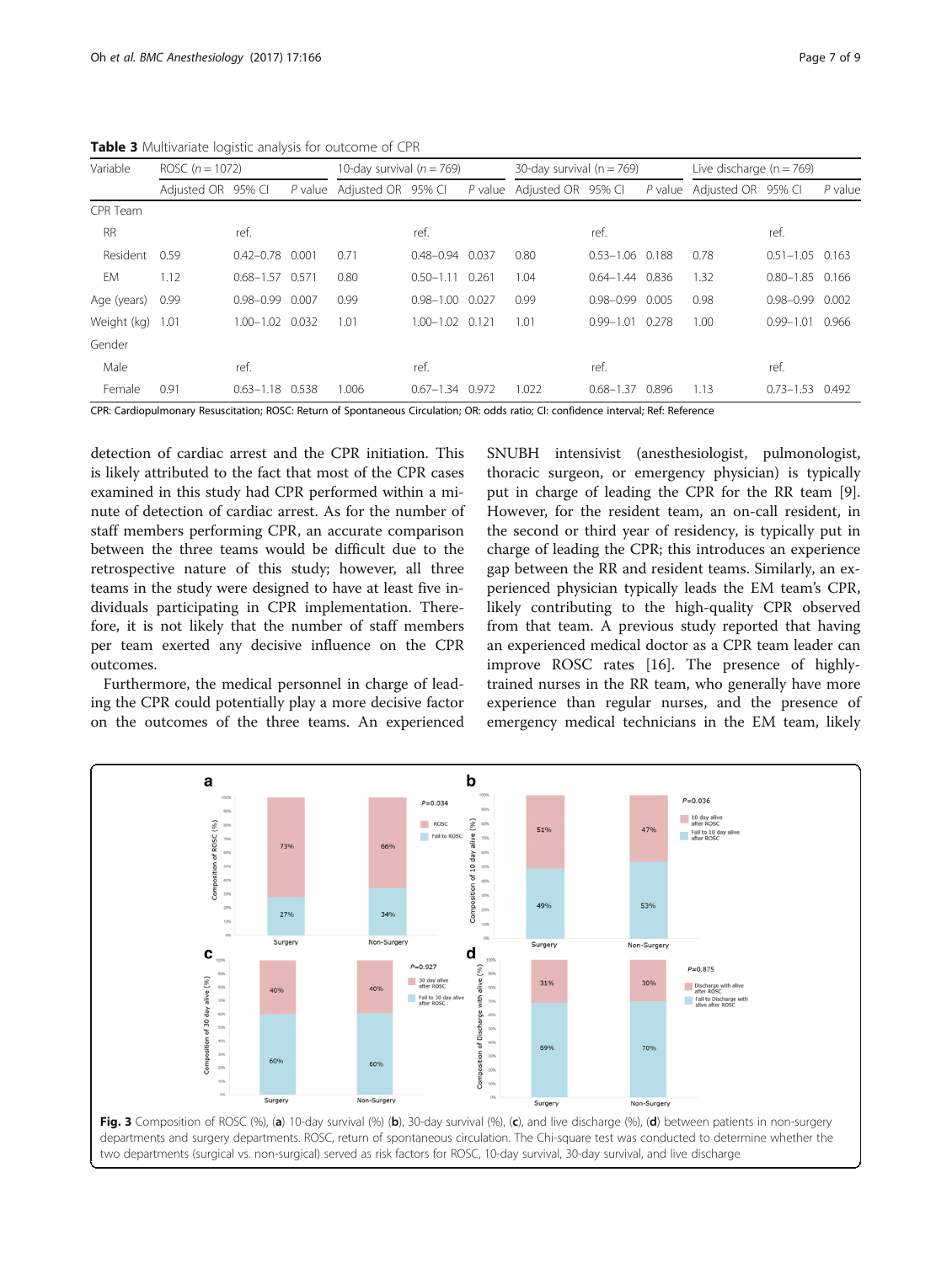**Table 3** Multivariate logistic analysis for outcome of CPR

| Variable | ROSC (*n* = 1072) | | | 10-day survival (*n* = 769) | | | 30-day survival (*n* = 769) | | | Live discharge (n = 769) | | |
|---|---|---|---|---|---|---|---|---|---|---|---|---|
| | Adjusted OR | 95% CI | *P* value | Adjusted OR | 95% CI | *P* value | Adjusted OR | 95% CI | *P* value | Adjusted OR | 95% CI | *P* value |
| CPR Team | | | | | | | | | | | | |
| RR | | ref. | | | ref. | | | ref. | | | ref. | |
| Resident | 0.59 | 0.42–0.78 | 0.001 | 0.71 | 0.48–0.94 | 0.037 | 0.80 | 0.53–1.06 | 0.188 | 0.78 | 0.51–1.05 | 0.163 |
| EM | 1.12 | 0.68–1.57 | 0.571 | 0.80 | 0.50–1.11 | 0.261 | 1.04 | 0.64–1.44 | 0.836 | 1.32 | 0.80–1.85 | 0.166 |
| Age (years) | 0.99 | 0.98–0.99 | 0.007 | 0.99 | 0.98–1.00 | 0.027 | 0.99 | 0.98–0.99 | 0.005 | 0.98 | 0.98–0.99 | 0.002 |
| Weight (kg) | 1.01 | 1.00–1.02 | 0.032 | 1.01 | 1.00–1.02 | 0.121 | 1.01 | 0.99–1.01 | 0.278 | 1.00 | 0.99–1.01 | 0.966 |
| Gender | | | | | | | | | | | | |
| Male | | ref. | | | ref. | | | ref. | | | ref. | |
| Female | 0.91 | 0.63–1.18 | 0.538 | 1.006 | 0.67–1.34 | 0.972 | 1.022 | 0.68–1.37 | 0.896 | 1.13 | 0.73–1.53 | 0.492 |

CPR: Cardiopulmonary Resuscitation; ROSC: Return of Spontaneous Circulation; OR: odds ratio; CI: confidence interval; Ref: Reference

detection of cardiac arrest and the CPR initiation. This is likely attributed to the fact that most of the CPR cases examined in this study had CPR performed within a minute of detection of cardiac arrest. As for the number of staff members performing CPR, an accurate comparison between the three teams would be difficult due to the retrospective nature of this study; however, all three teams in the study were designed to have at least five individuals participating in CPR implementation. Therefore, it is not likely that the number of staff members per team exerted any decisive influence on the CPR outcomes.

Furthermore, the medical personnel in charge of leading the CPR could potentially play a more decisive factor on the outcomes of the three teams. An experienced SNUBH intensivist (anesthesiologist, pulmonologist, thoracic surgeon, or emergency physician) is typically put in charge of leading the CPR for the RR team [9]. However, for the resident team, an on-call resident, in the second or third year of residency, is typically put in charge of leading the CPR; this introduces an experience gap between the RR and resident teams. Similarly, an experienced physician typically leads the EM team's CPR, likely contributing to the high-quality CPR observed from that team. A previous study reported that having an experienced medical doctor as a CPR team leader can improve ROSC rates [16]. The presence of highly-trained nurses in the RR team, who generally have more experience than regular nurses, and the presence of emergency medical technicians in the EM team, likely

**Fig. 3** Composition of ROSC (%), (**a**) 10-day survival (%) (**b**), 30-day survival (%), (**c**), and live discharge (%), (**d**) between patients in non-surgery departments and surgery departments. ROSC, return of spontaneous circulation. The Chi-square test was conducted to determine whether the two departments (surgical vs. non-surgical) served as risk factors for ROSC, 10-day survival, 30-day survival, and live discharge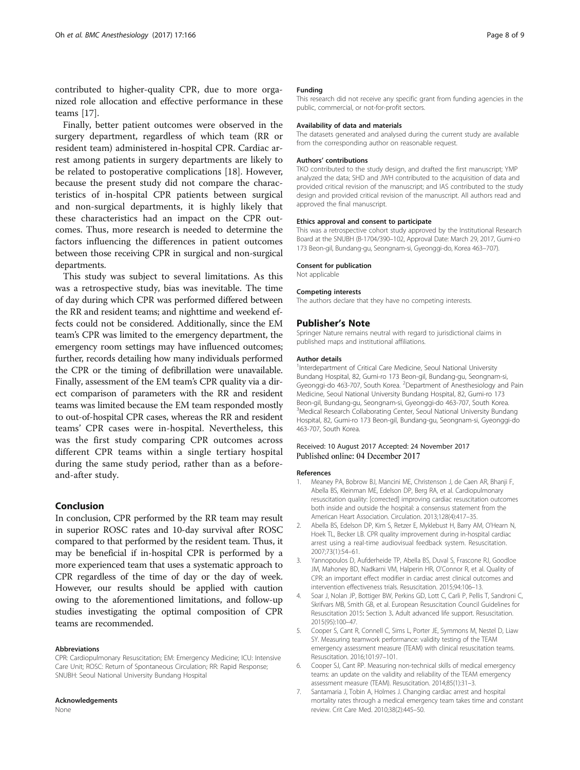contributed to higher-quality CPR, due to more organized role allocation and effective performance in these teams [17].

Finally, better patient outcomes were observed in the surgery department, regardless of which team (RR or resident team) administered in-hospital CPR. Cardiac arrest among patients in surgery departments are likely to be related to postoperative complications [18]. However, because the present study did not compare the characteristics of in-hospital CPR patients between surgical and non-surgical departments, it is highly likely that these characteristics had an impact on the CPR outcomes. Thus, more research is needed to determine the factors influencing the differences in patient outcomes between those receiving CPR in surgical and non-surgical departments.

This study was subject to several limitations. As this was a retrospective study, bias was inevitable. The time of day during which CPR was performed differed between the RR and resident teams; and nighttime and weekend effects could not be considered. Additionally, since the EM team's CPR was limited to the emergency department, the emergency room settings may have influenced outcomes; further, records detailing how many individuals performed the CPR or the timing of defibrillation were unavailable. Finally, assessment of the EM team's CPR quality via a direct comparison of parameters with the RR and resident teams was limited because the EM team responded mostly to out-of-hospital CPR cases, whereas the RR and resident teams' CPR cases were in-hospital. Nevertheless, this was the first study comparing CPR outcomes across different CPR teams within a single tertiary hospital during the same study period, rather than as a before-and-after study.

## Conclusion

In conclusion, CPR performed by the RR team may result in superior ROSC rates and 10-day survival after ROSC compared to that performed by the resident team. Thus, it may be beneficial if in-hospital CPR is performed by a more experienced team that uses a systematic approach to CPR regardless of the time of day or the day of week. However, our results should be applied with caution owing to the aforementioned limitations, and follow-up studies investigating the optimal composition of CPR teams are recommended.

#### Abbreviations

CPR: Cardiopulmonary Resuscitation; EM: Emergency Medicine; ICU: Intensive Care Unit; ROSC: Return of Spontaneous Circulation; RR: Rapid Response; SNUBH: Seoul National University Bundang Hospital

#### Acknowledgements

None

#### Funding

This research did not receive any specific grant from funding agencies in the public, commercial, or not-for-profit sectors.

#### Availability of data and materials

The datasets generated and analysed during the current study are available from the corresponding author on reasonable request.

#### Authors' contributions

TKO contributed to the study design, and drafted the first manuscript; YMP analyzed the data; SHD and JWH contributed to the acquisition of data and provided critical revision of the manuscript; and IAS contributed to the study design and provided critical revision of the manuscript. All authors read and approved the final manuscript.

#### Ethics approval and consent to participate

This was a retrospective cohort study approved by the Institutional Research Board at the SNUBH (B-1704/390–102, Approval Date: March 29, 2017, Gumi-ro 173 Beon-gil, Bundang-gu, Seongnam-si, Gyeonggi-do, Korea 463–707).

#### Consent for publication

Not applicable

#### Competing interests

The authors declare that they have no competing interests.

### Publisher's Note

Springer Nature remains neutral with regard to jurisdictional claims in published maps and institutional affiliations.

#### Author details

[1]Interdepartment of Critical Care Medicine, Seoul National University Bundang Hospital, 82, Gumi-ro 173 Beon-gil, Bundang-gu, Seongnam-si, Gyeonggi-do 463-707, South Korea. [2]Department of Anesthesiology and Pain Medicine, Seoul National University Bundang Hospital, 82, Gumi-ro 173 Beon-gil, Bundang-gu, Seongnam-si, Gyeonggi-do 463-707, South Korea. [3]Medical Research Collaborating Center, Seoul National University Bundang Hospital, 82, Gumi-ro 173 Beon-gil, Bundang-gu, Seongnam-si, Gyeonggi-do 463-707, South Korea.

Received: 10 August 2017 Accepted: 24 November 2017
Published online: 04 December 2017

#### References

1. Meaney PA, Bobrow BJ, Mancini ME, Christenson J, de Caen AR, Bhanji F, Abella BS, Kleinman ME, Edelson DP, Berg RA, et al. Cardiopulmonary resuscitation quality: [corrected] improving cardiac resuscitation outcomes both inside and outside the hospital: a consensus statement from the American Heart Association. Circulation. 2013;128(4):417–35.
2. Abella BS, Edelson DP, Kim S, Retzer E, Myklebust H, Barry AM, O'Hearn N, Hoek TL, Becker LB. CPR quality improvement during in-hospital cardiac arrest using a real-time audiovisual feedback system. Resuscitation. 2007;73(1):54–61.
3. Yannopoulos D, Aufderheide TP, Abella BS, Duval S, Frascone RJ, Goodloe JM, Mahoney BD, Nadkarni VM, Halperin HR, O'Connor R, et al. Quality of CPR: an important effect modifier in cardiac arrest clinical outcomes and intervention effectiveness trials. Resuscitation. 2015;94:106–13.
4. Soar J, Nolan JP, Bottiger BW, Perkins GD, Lott C, Carli P, Pellis T, Sandroni C, Skrifvars MB, Smith GB, et al. European Resuscitation Council Guidelines for Resuscitation 2015: Section 3. Adult advanced life support. Resuscitation. 2015(95):100–47.
5. Cooper S, Cant R, Connell C, Sims L, Porter JE, Symmons M, Nestel D, Liaw SY. Measuring teamwork performance: validity testing of the TEAM emergency assessment measure (TEAM) with clinical resuscitation teams. Resuscitation. 2016;101:97–101.
6. Cooper SJ, Cant RP. Measuring non-technical skills of medical emergency teams: an update on the validity and reliability of the TEAM emergency assessment measure (TEAM). Resuscitation. 2014;85(1):31–3.
7. Santamaria J, Tobin A, Holmes J. Changing cardiac arrest and hospital mortality rates through a medical emergency team takes time and constant review. Crit Care Med. 2010;38(2):445–50.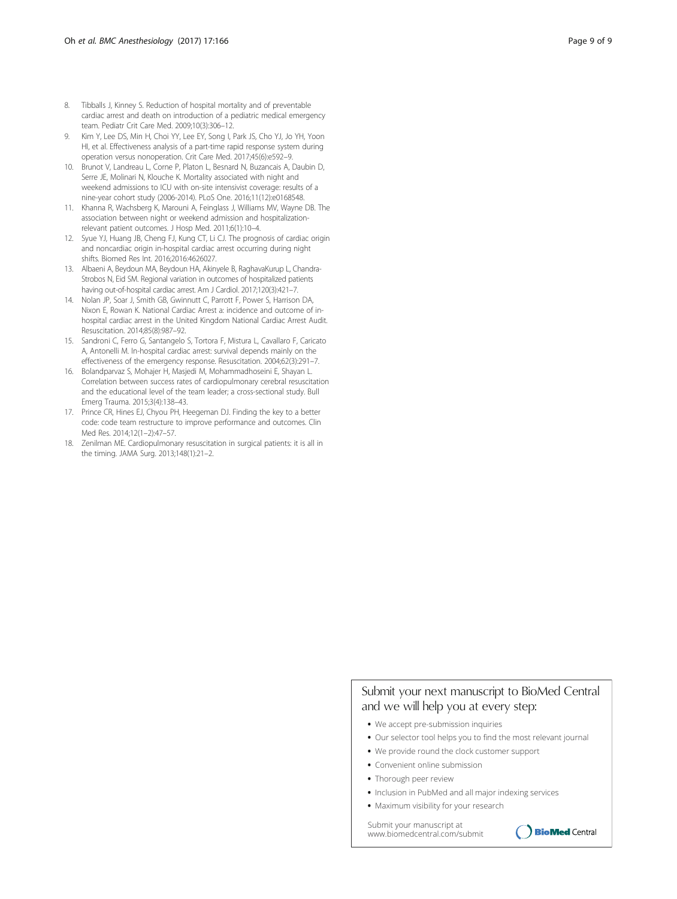8. Tibballs J, Kinney S. Reduction of hospital mortality and of preventable cardiac arrest and death on introduction of a pediatric medical emergency team. Pediatr Crit Care Med. 2009;10(3):306–12.
9. Kim Y, Lee DS, Min H, Choi YY, Lee EY, Song I, Park JS, Cho YJ, Jo YH, Yoon HI, et al. Effectiveness analysis of a part-time rapid response system during operation versus nonoperation. Crit Care Med. 2017;45(6):e592–9.
10. Brunot V, Landreau L, Corne P, Platon L, Besnard N, Buzancais A, Daubin D, Serre JE, Molinari N, Klouche K. Mortality associated with night and weekend admissions to ICU with on-site intensivist coverage: results of a nine-year cohort study (2006-2014). PLoS One. 2016;11(12):e0168548.
11. Khanna R, Wachsberg K, Marouni A, Feinglass J, Williams MV, Wayne DB. The association between night or weekend admission and hospitalization-relevant patient outcomes. J Hosp Med. 2011;6(1):10–4.
12. Syue YJ, Huang JB, Cheng FJ, Kung CT, Li CJ. The prognosis of cardiac origin and noncardiac origin in-hospital cardiac arrest occurring during night shifts. Biomed Res Int. 2016;2016:4626027.
13. Albaeni A, Beydoun MA, Beydoun HA, Akinyele B, RaghavaKurup L, Chandra-Strobos N, Eid SM. Regional variation in outcomes of hospitalized patients having out-of-hospital cardiac arrest. Am J Cardiol. 2017;120(3):421–7.
14. Nolan JP, Soar J, Smith GB, Gwinnutt C, Parrott F, Power S, Harrison DA, Nixon E, Rowan K. National Cardiac Arrest a: incidence and outcome of in-hospital cardiac arrest in the United Kingdom National Cardiac Arrest Audit. Resuscitation. 2014;85(8):987–92.
15. Sandroni C, Ferro G, Santangelo S, Tortora F, Mistura L, Cavallaro F, Caricato A, Antonelli M. In-hospital cardiac arrest: survival depends mainly on the effectiveness of the emergency response. Resuscitation. 2004;62(3):291–7.
16. Bolandparvaz S, Mohajer H, Masjedi M, Mohammadhoseini E, Shayan L. Correlation between success rates of cardiopulmonary cerebral resuscitation and the educational level of the team leader; a cross-sectional study. Bull Emerg Trauma. 2015;3(4):138–43.
17. Prince CR, Hines EJ, Chyou PH, Heegeman DJ. Finding the key to a better code: code team restructure to improve performance and outcomes. Clin Med Res. 2014;12(1–2):47–57.
18. Zenilman ME. Cardiopulmonary resuscitation in surgical patients: it is all in the timing. JAMA Surg. 2013;148(1):21–2.

Submit your next manuscript to BioMed Central and we will help you at every step:

- We accept pre-submission inquiries
- Our selector tool helps you to find the most relevant journal
- We provide round the clock customer support
- Convenient online submission
- Thorough peer review
- Inclusion in PubMed and all major indexing services
- Maximum visibility for your research

Submit your manuscript at www.biomedcentral.com/submit

BioMed Central